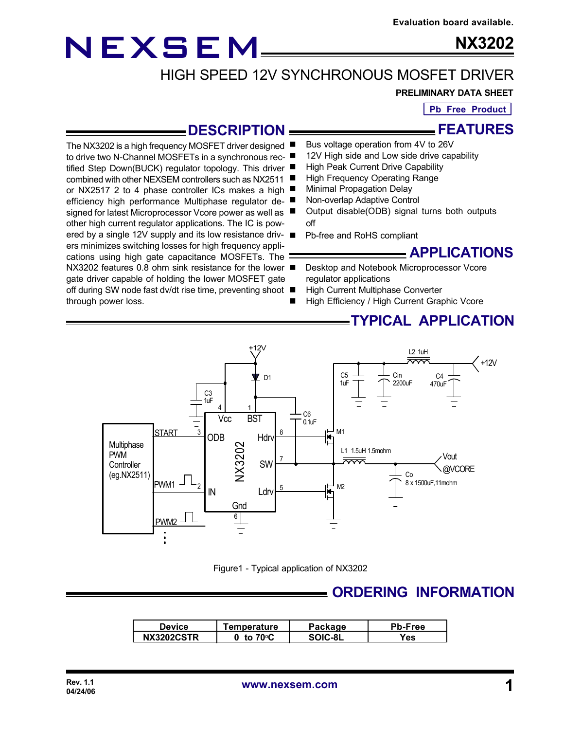Evaluation board available.

# NEXSEM NX3202

## HIGH SPEED 12V SYNCHRONOUS MOSFET DRIVER

**PRELIMINARY DATA SHEET**

**Pb Free Product**

## DESCRIPTION

The NX3202 is a high frequency MOSFET driver designed to drive two N-Channel MOSFETs in a synchronous rectified Step Down(BUCK) regulator topology. This driver combined with other NEXSEM controllers such as NX2511 or NX2517 2 to 4 phase controller ICs makes a high efficiency high performance Multiphase regulator designed for latest Microprocessor Vcore power as well as other high current regulator applications. The IC is powered by a single 12V supply and its low resistance drivers minimizes switching losses for high frequency applications using high gate capacitance MOSFETs. The NX3202 features 0.8 ohm sink resistance for the lower gate driver capable of holding the lower MOSFET gate off during SW node fast dv/dt rise time, preventing shoot through power loss.

## FEATURES

- Bus voltage operation from 4V to 26V
- 12V High side and Low side drive capability
- High Peak Current Drive Capability
- High Frequency Operating Range
- Minimal Propagation Delay
- Non-overlap Adaptive Control
- Output disable(ODB) signal turns both outputs off
- Pb-free and RoHS compliant

## APPLICATIONS

- Desktop and Notebook Microprocessor Vcore regulator applications
- High Current Multiphase Converter
- High Efficiency / High Current Graphic Vcore

## TYPICAL APPLICATION

Figure1 - Typical application of NX3202

## ORDERING INFORMATION

| Device | Temperature | Package | Pb-Free |
|---|---|---|---|
| NX3202CSTR | 0 to 70°C | SOIC-8L | Yes |

Rev. 1.1
04/24/06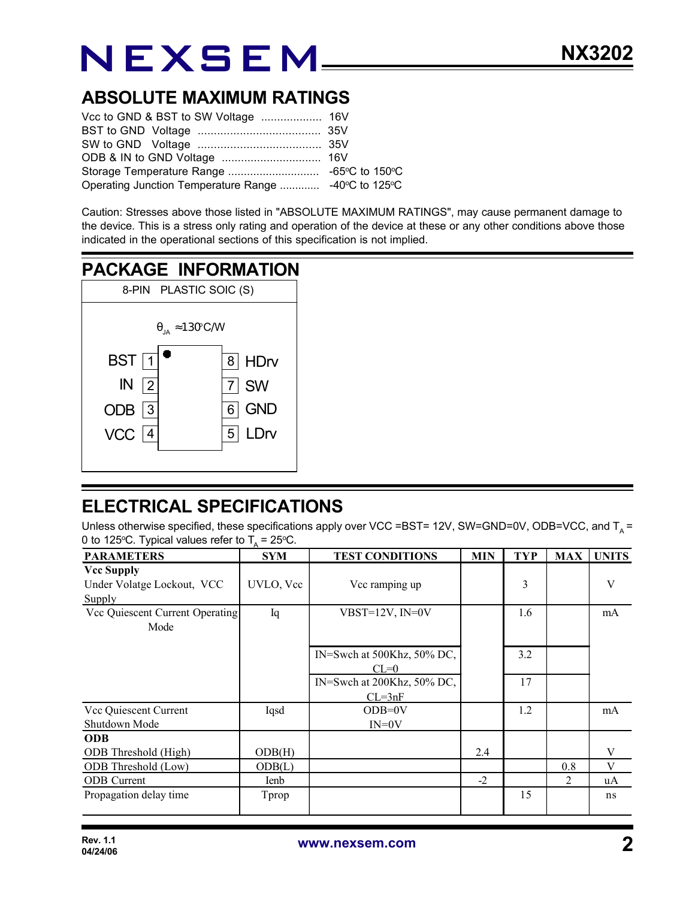## ABSOLUTE MAXIMUM RATINGS

Vcc to GND & BST to SW Voltage .................. 16V
BST to GND Voltage ...................................... 35V
SW to GND Voltage ...................................... 35V
ODB & IN to GND Voltage ............................... 16V
Storage Temperature Range ............................ -65°C to 150°C
Operating Junction Temperature Range ............ -40°C to 125°C

Caution: Stresses above those listed in "ABSOLUTE MAXIMUM RATINGS", may cause permanent damage to the device. This is a stress only rating and operation of the device at these or any other conditions above those indicated in the operational sections of this specification is not implied.

## PACKAGE INFORMATION

8-PIN PLASTIC SOIC (S)

$\theta_{JA} \approx 130^{\circ}C/W$

| Pin | Name | Pin | Name |
|---|---|---|---|
| 1 | BST | 8 | HDrv |
| 2 | IN | 7 | SW |
| 3 | ODB | 6 | GND |
| 4 | VCC | 5 | LDrv |

## ELECTRICAL SPECIFICATIONS

Unless otherwise specified, these specifications apply over VCC =BST= 12V, SW=GND=0V, ODB=VCC, and $T_A$ = 0 to 125°C. Typical values refer to $T_A$ = 25°C.

| PARAMETERS | SYM | TEST CONDITIONS | MIN | TYP | MAX | UNITS |
|---|---|---|---|---|---|---|
| **Vcc Supply** | | | | | | |
| Under Volatge Lockout, VCC Supply | UVLO, Vcc | Vcc ramping up | | 3 | | V |
| Vcc Quiescent Current Operating Mode | Iq | VBST=12V, IN=0V | | 1.6 | | mA |
| | | IN=Swch at 500Khz, 50% DC, CL=0 | | 3.2 | | |
| | | IN=Swch at 200Khz, 50% DC, CL=3nF | | 17 | | |
| Vcc Quiescent Current Shutdown Mode | Iqsd | ODB=0V IN=0V | | 1.2 | | mA |
| **ODB** | | | | | | |
| ODB Threshold (High) | ODB(H) | | 2.4 | | | V |
| ODB Threshold (Low) | ODB(L) | | | | 0.8 | V |
| ODB Current | Ienb | | -2 | | 2 | uA |
| Propagation delay time | Tprop | | | 15 | | ns |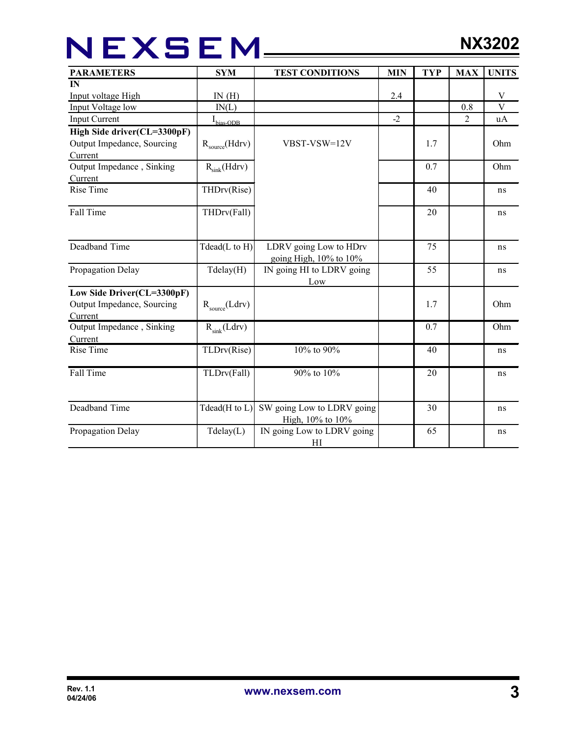| PARAMETERS | SYM | TEST CONDITIONS | MIN | TYP | MAX | UNITS |
|---|---|---|---|---|---|---|
| **IN** | | | | | | |
| Input voltage High | IN (H) | | 2.4 | | | V |
| Input Voltage low | IN(L) | | | | 0.8 | V |
| Input Current | $I_{bias-ODB}$ | | -2 | | 2 | uA |
| **High Side driver(CL=3300pF)** | | | | | | |
| Output Impedance, Sourcing Current | $R_{source}$(Hdrv) | VBST-VSW=12V | | 1.7 | | Ohm |
| Output Impedance , Sinking Current | $R_{sink}$(Hdrv) | | | 0.7 | | Ohm |
| Rise Time | THDrv(Rise) | | | 40 | | ns |
| Fall Time | THDrv(Fall) | | | 20 | | ns |
| Deadband Time | Tdead(L to H) | LDRV going Low to HDrv going High, 10% to 10% | | 75 | | ns |
| Propagation Delay | Tdelay(H) | IN going HI to LDRV going Low | | 55 | | ns |
| **Low Side Driver(CL=3300pF)** | | | | | | |
| Output Impedance, Sourcing Current | $R_{source}$(Ldrv) | | | 1.7 | | Ohm |
| Output Impedance , Sinking Current | $R_{sink}$(Ldrv) | | | 0.7 | | Ohm |
| Rise Time | TLDrv(Rise) | 10% to 90% | | 40 | | ns |
| Fall Time | TLDrv(Fall) | 90% to 10% | | 20 | | ns |
| Deadband Time | Tdead(H to L) | SW going Low to LDRV going High, 10% to 10% | | 30 | | ns |
| Propagation Delay | Tdelay(L) | IN going Low to LDRV going HI | | 65 | | ns |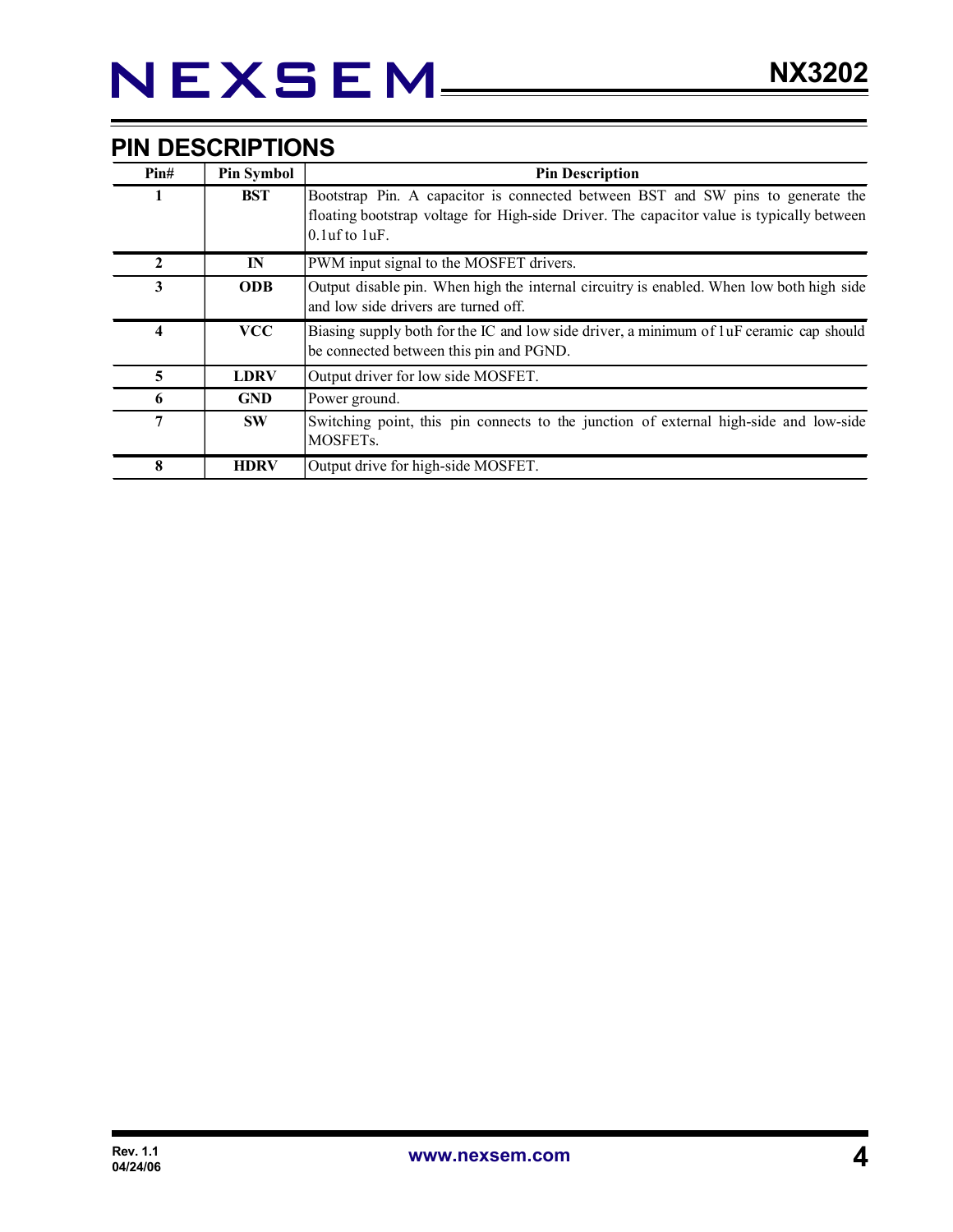## PIN DESCRIPTIONS

| Pin# | Pin Symbol | Pin Description |
|---|---|---|
| 1 | BST | Bootstrap Pin. A capacitor is connected between BST and SW pins to generate the floating bootstrap voltage for High-side Driver. The capacitor value is typically between 0.1uf to 1uF. |
| 2 | IN | PWM input signal to the MOSFET drivers. |
| 3 | ODB | Output disable pin. When high the internal circuitry is enabled. When low both high side and low side drivers are turned off. |
| 4 | VCC | Biasing supply both for the IC and low side driver, a minimum of 1uF ceramic cap should be connected between this pin and PGND. |
| 5 | LDRV | Output driver for low side MOSFET. |
| 6 | GND | Power ground. |
| 7 | SW | Switching point, this pin connects to the junction of external high-side and low-side MOSFETs. |
| 8 | HDRV | Output drive for high-side MOSFET. |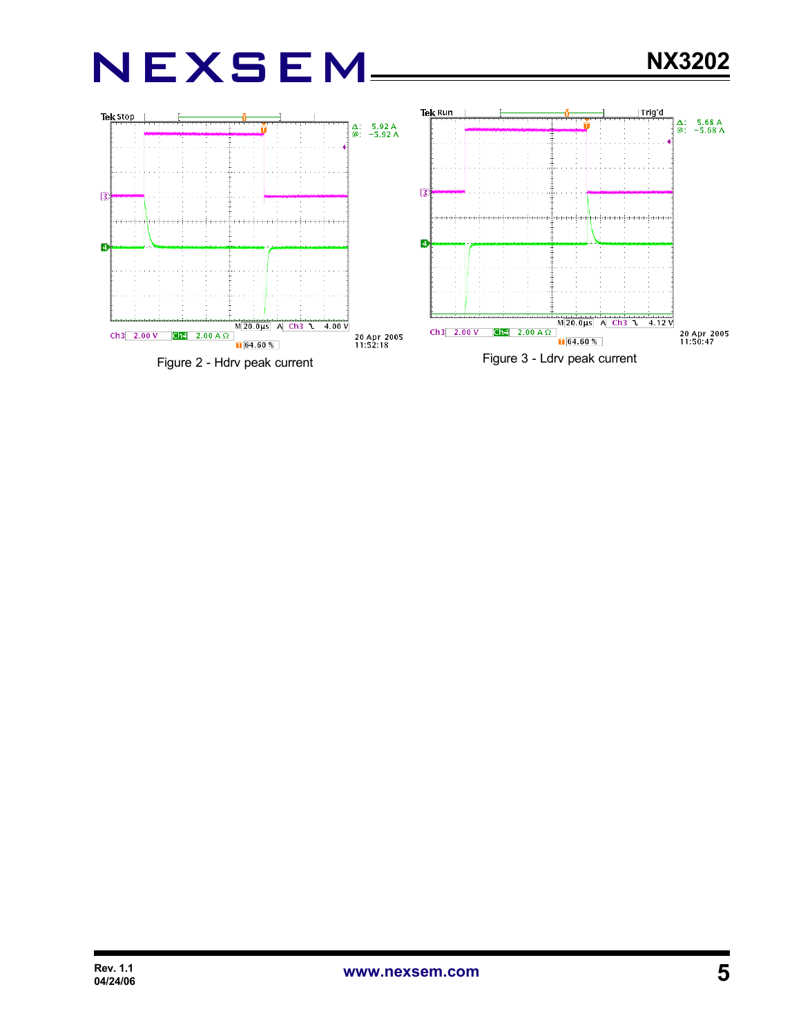Tek Stop

Δ: 5.92 A
@: -5.92 A

M 20.0µs A Ch3 ↘ 4.00 V

Ch3 2.00 V Ch4 2.00 A Ω

64.60 %

20 Apr 2005
11:52:18

Figure 2 - Hdrv peak current

Tek Run Trig'd

Δ: 5.68 A
@: -5.68 A

M 20.0µs A Ch3 ↘ 4.12 V

Ch3 2.00 V Ch4 2.00 A Ω

64.60 %

20 Apr 2005
11:50:47

Figure 3 - Ldrv peak current